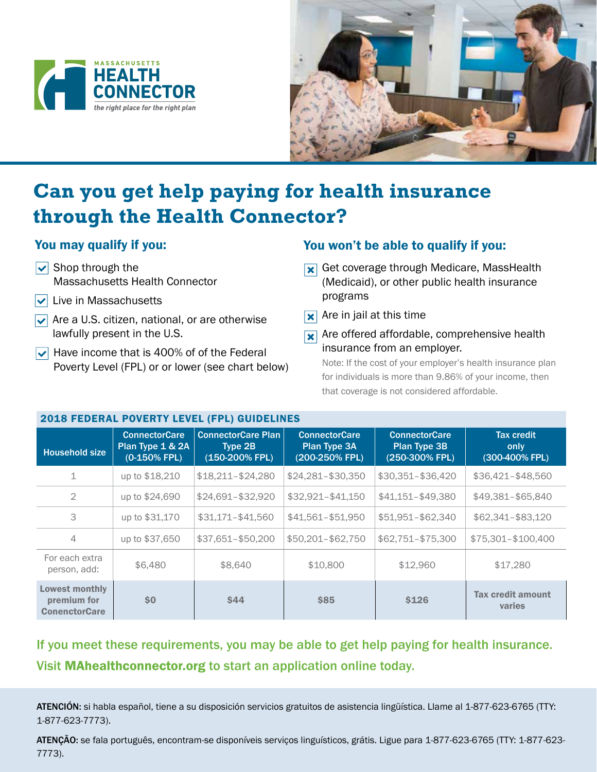MASSACHUSETTS
**HEALTH CONNECTOR**
*the right place for the right plan*

# Can you get help paying for health insurance through the Health Connector?

## You may qualify if you:

- ☑ Shop through the Massachusetts Health Connector
- ☑ Live in Massachusetts
- ☑ Are a U.S. citizen, national, or are otherwise lawfully present in the U.S.
- ☑ Have income that is 400% of of the Federal Poverty Level (FPL) or or lower (see chart below)

## You won't be able to qualify if you:

- ☒ Get coverage through Medicare, MassHealth (Medicaid), or other public health insurance programs
- ☒ Are in jail at this time
- ☒ Are offered affordable, comprehensive health insurance from an employer.

  Note: If the cost of your employer's health insurance plan for individuals is more than 9.86% of your income, then that coverage is not considered affordable.

**2018 FEDERAL POVERTY LEVEL (FPL) GUIDELINES**

| Household size | ConnectorCare Plan Type 1 & 2A (0-150% FPL) | ConnectorCare Plan Type 2B (150-200% FPL) | ConnectorCare Plan Type 3A (200-250% FPL) | ConnectorCare Plan Type 3B (250-300% FPL) | Tax credit only (300-400% FPL) |
|---|---|---|---|---|---|
| 1 | up to $18,210 | $18,211–$24,280 | $24,281–$30,350 | $30,351–$36,420 | $36,421–$48,560 |
| 2 | up to $24,690 | $24,691–$32,920 | $32,921–$41,150 | $41,151–$49,380 | $49,381–$65,840 |
| 3 | up to $31,170 | $31,171–$41,560 | $41,561–$51,950 | $51,951–$62,340 | $62,341–$83,120 |
| 4 | up to $37,650 | $37,651–$50,200 | $50,201–$62,750 | $62,751–$75,300 | $75,301–$100,400 |
| For each extra person, add: | $6,480 | $8,640 | $10,800 | $12,960 | $17,280 |
| **Lowest monthly premium for ConenctorCare** | **$0** | **$44** | **$85** | **$126** | **Tax credit amount varies** |

**If you meet these requirements, you may be able to get help paying for health insurance. Visit MAhealthconnector.org to start an application online today.**

**ATENCIÓN:** si habla español, tiene a su disposición servicios gratuitos de asistencia lingüística. Llame al 1-877-623-6765 (TTY: 1-877-623-7773).

**ATENÇÃO:** se fala português, encontram-se disponíveis serviços linguísticos, grátis. Ligue para 1-877-623-6765 (TTY: 1-877-623-7773).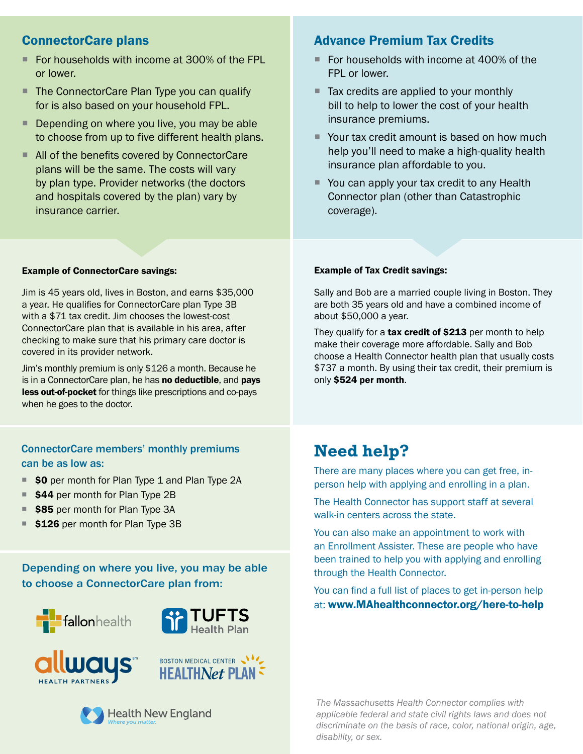## ConnectorCare plans

- For households with income at 300% of the FPL or lower.
- The ConnectorCare Plan Type you can qualify for is also based on your household FPL.
- Depending on where you live, you may be able to choose from up to five different health plans.
- All of the benefits covered by ConnectorCare plans will be the same. The costs will vary by plan type. Provider networks (the doctors and hospitals covered by the plan) vary by insurance carrier.

**Example of ConnectorCare savings:**

Jim is 45 years old, lives in Boston, and earns $35,000 a year. He qualifies for ConnectorCare plan Type 3B with a $71 tax credit. Jim chooses the lowest-cost ConnectorCare plan that is available in his area, after checking to make sure that his primary care doctor is covered in its provider network.

Jim's monthly premium is only $126 a month. Because he is in a ConnectorCare plan, he has **no deductible**, and **pays less out-of-pocket** for things like prescriptions and co-pays when he goes to the doctor.

### ConnectorCare members' monthly premiums can be as low as:

- **$0** per month for Plan Type 1 and Plan Type 2A
- **$44** per month for Plan Type 2B
- **$85** per month for Plan Type 3A
- **$126** per month for Plan Type 3B

### Depending on where you live, you may be able to choose a ConnectorCare plan from:

fallonhealth

TUFTS Health Plan

allways HEALTH PARTNERS

BOSTON MEDICAL CENTER HEALTHNet PLAN

Health New England *Where you matter.*

## Advance Premium Tax Credits

- For households with income at 400% of the FPL or lower.
- Tax credits are applied to your monthly bill to help to lower the cost of your health insurance premiums.
- Your tax credit amount is based on how much help you'll need to make a high-quality health insurance plan affordable to you.
- You can apply your tax credit to any Health Connector plan (other than Catastrophic coverage).

**Example of Tax Credit savings:**

Sally and Bob are a married couple living in Boston. They are both 35 years old and have a combined income of about $50,000 a year.

They qualify for a **tax credit of $213** per month to help make their coverage more affordable. Sally and Bob choose a Health Connector health plan that usually costs $737 a month. By using their tax credit, their premium is only **$524 per month**.

## Need help?

There are many places where you can get free, in-person help with applying and enrolling in a plan.

The Health Connector has support staff at several walk-in centers across the state.

You can also make an appointment to work with an Enrollment Assister. These are people who have been trained to help you with applying and enrolling through the Health Connector.

You can find a full list of places to get in-person help at: **www.MAhealthconnector.org/here-to-help**

*The Massachusetts Health Connector complies with applicable federal and state civil rights laws and does not discriminate on the basis of race, color, national origin, age, disability, or sex.*